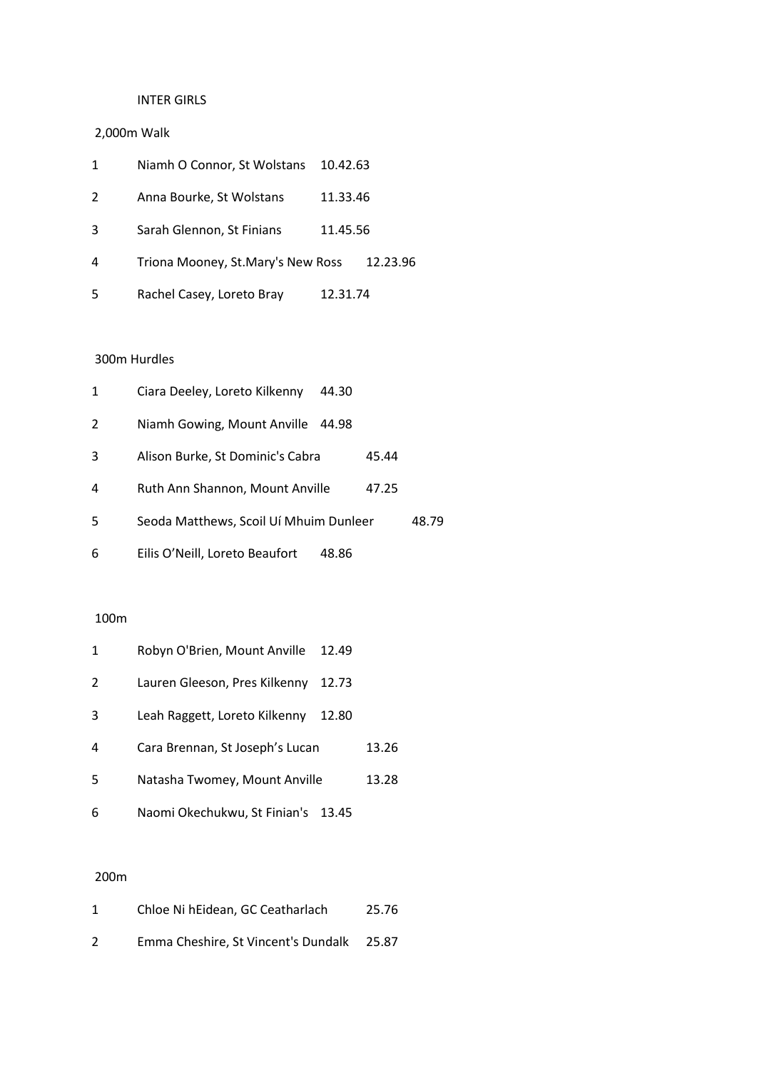## INTER GIRLS

### 2,000m Walk

| | | |
|---|---|---|
| 1 | Niamh O Connor, St Wolstans | 10.42.63 |
| 2 | Anna Bourke, St Wolstans | 11.33.46 |
| 3 | Sarah Glennon, St Finians | 11.45.56 |
| 4 | Triona Mooney, St.Mary's New Ross | 12.23.96 |
| 5 | Rachel Casey, Loreto Bray | 12.31.74 |

### 300m Hurdles

| | | |
|---|---|---|
| 1 | Ciara Deeley, Loreto Kilkenny | 44.30 |
| 2 | Niamh Gowing, Mount Anville | 44.98 |
| 3 | Alison Burke, St Dominic's Cabra | 45.44 |
| 4 | Ruth Ann Shannon, Mount Anville | 47.25 |
| 5 | Seoda Matthews, Scoil Uí Mhuim Dunleer | 48.79 |
| 6 | Eilis O'Neill, Loreto Beaufort | 48.86 |

### 100m

| | | |
|---|---|---|
| 1 | Robyn O'Brien, Mount Anville | 12.49 |
| 2 | Lauren Gleeson, Pres Kilkenny | 12.73 |
| 3 | Leah Raggett, Loreto Kilkenny | 12.80 |
| 4 | Cara Brennan, St Joseph's Lucan | 13.26 |
| 5 | Natasha Twomey, Mount Anville | 13.28 |
| 6 | Naomi Okechukwu, St Finian's | 13.45 |

### 200m

| | | |
|---|---|---|
| 1 | Chloe Ni hEidean, GC Ceatharlach | 25.76 |
| 2 | Emma Cheshire, St Vincent's Dundalk | 25.87 |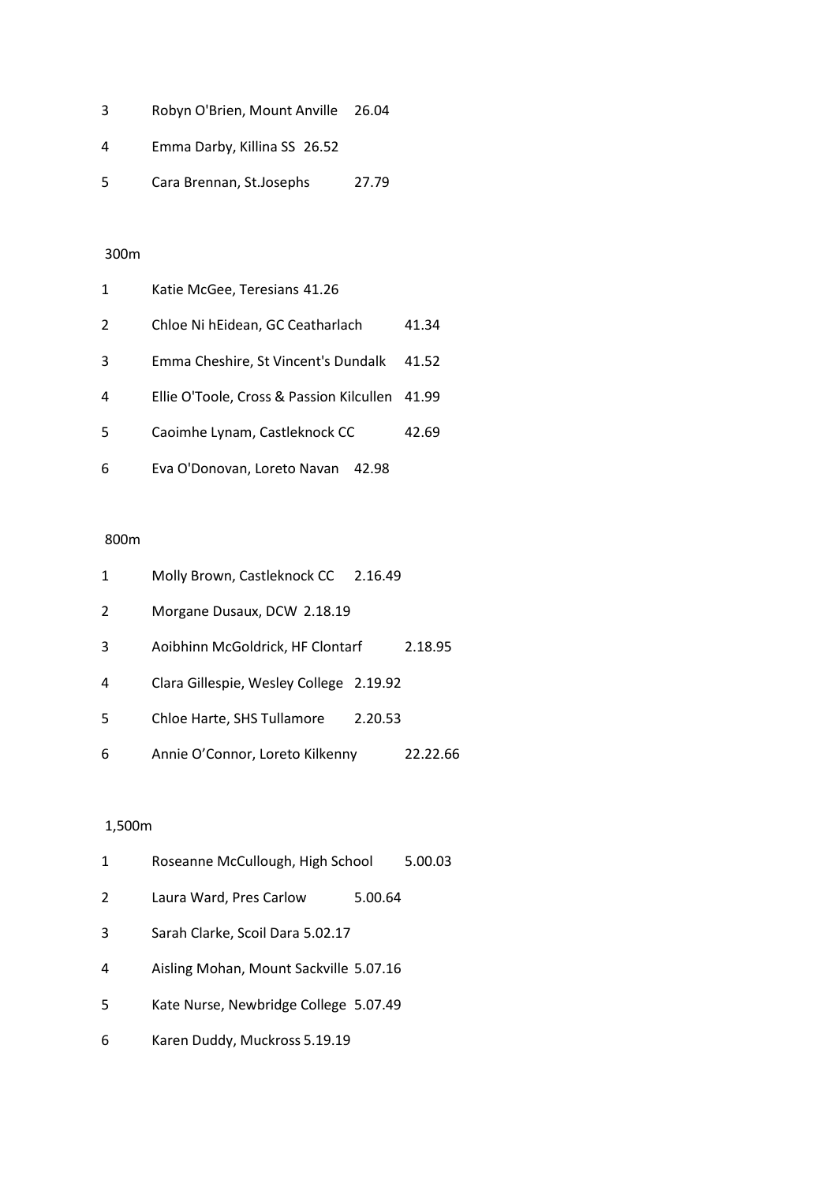3 Robyn O'Brien, Mount Anville 26.04

4 Emma Darby, Killina SS 26.52

5 Cara Brennan, St.Josephs 27.79

300m

1 Katie McGee, Teresians 41.26

2 Chloe Ni hEidean, GC Ceatharlach 41.34

3 Emma Cheshire, St Vincent's Dundalk 41.52

4 Ellie O'Toole, Cross & Passion Kilcullen 41.99

5 Caoimhe Lynam, Castleknock CC 42.69

6 Eva O'Donovan, Loreto Navan 42.98

800m

1 Molly Brown, Castleknock CC 2.16.49

2 Morgane Dusaux, DCW 2.18.19

3 Aoibhinn McGoldrick, HF Clontarf 2.18.95

4 Clara Gillespie, Wesley College 2.19.92

5 Chloe Harte, SHS Tullamore 2.20.53

6 Annie O'Connor, Loreto Kilkenny 22.22.66

1,500m

1 Roseanne McCullough, High School 5.00.03

2 Laura Ward, Pres Carlow 5.00.64

3 Sarah Clarke, Scoil Dara 5.02.17

4 Aisling Mohan, Mount Sackville 5.07.16

5 Kate Nurse, Newbridge College 5.07.49

6 Karen Duddy, Muckross 5.19.19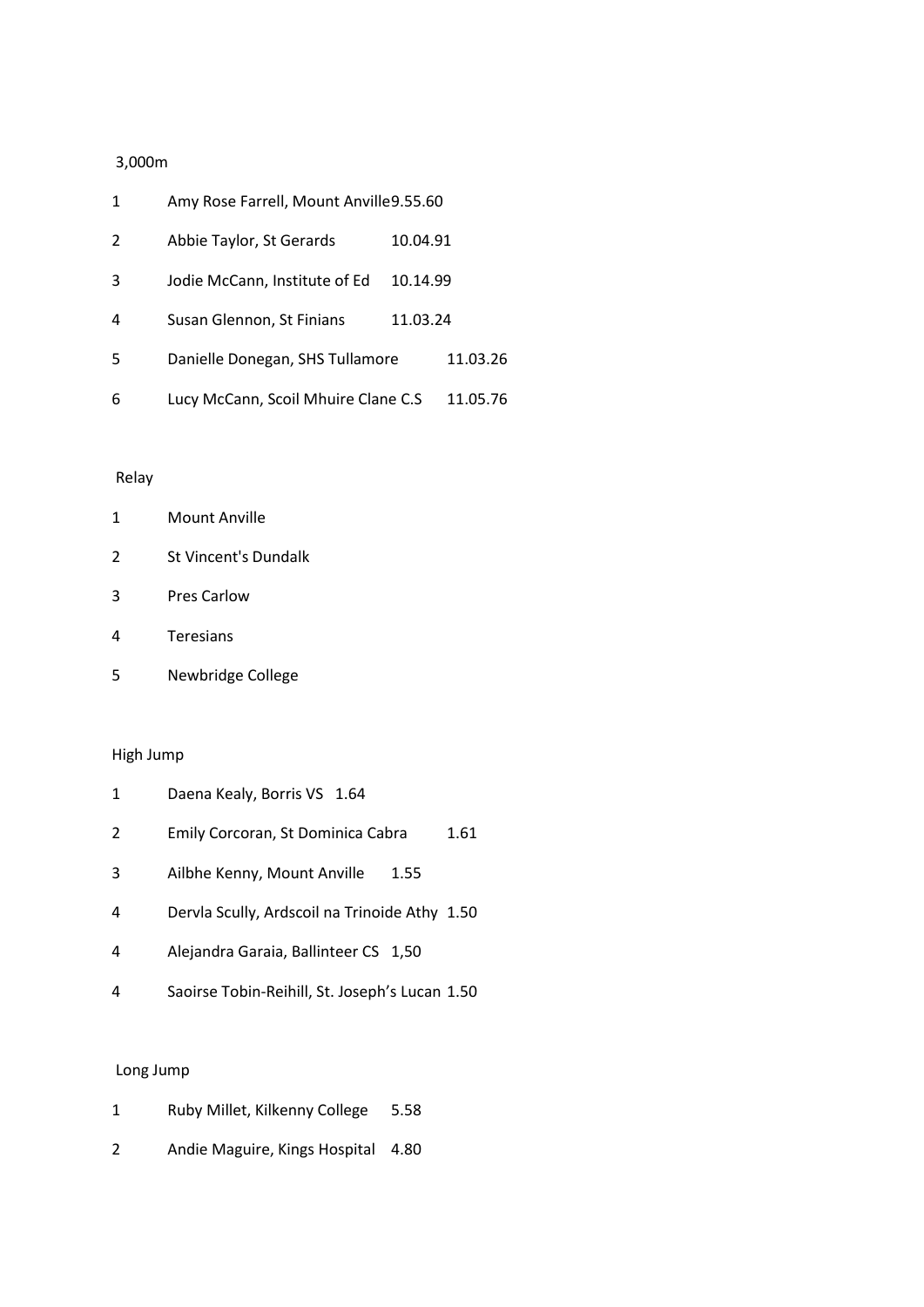3,000m

| | | |
|---|---|---|
| 1 | Amy Rose Farrell, Mount Anville | 9.55.60 |
| 2 | Abbie Taylor, St Gerards | 10.04.91 |
| 3 | Jodie McCann, Institute of Ed | 10.14.99 |
| 4 | Susan Glennon, St Finians | 11.03.24 |
| 5 | Danielle Donegan, SHS Tullamore | 11.03.26 |
| 6 | Lucy McCann, Scoil Mhuire Clane C.S | 11.05.76 |

Relay

| | |
|---|---|
| 1 | Mount Anville |
| 2 | St Vincent's Dundalk |
| 3 | Pres Carlow |
| 4 | Teresians |
| 5 | Newbridge College |

High Jump

| | | |
|---|---|---|
| 1 | Daena Kealy, Borris VS | 1.64 |
| 2 | Emily Corcoran, St Dominica Cabra | 1.61 |
| 3 | Ailbhe Kenny, Mount Anville | 1.55 |
| 4 | Dervla Scully, Ardscoil na Trinoide Athy | 1.50 |
| 4 | Alejandra Garaia, Ballinteer CS | 1,50 |
| 4 | Saoirse Tobin-Reihill, St. Joseph's Lucan | 1.50 |

Long Jump

| | | |
|---|---|---|
| 1 | Ruby Millet, Kilkenny College | 5.58 |
| 2 | Andie Maguire, Kings Hospital | 4.80 |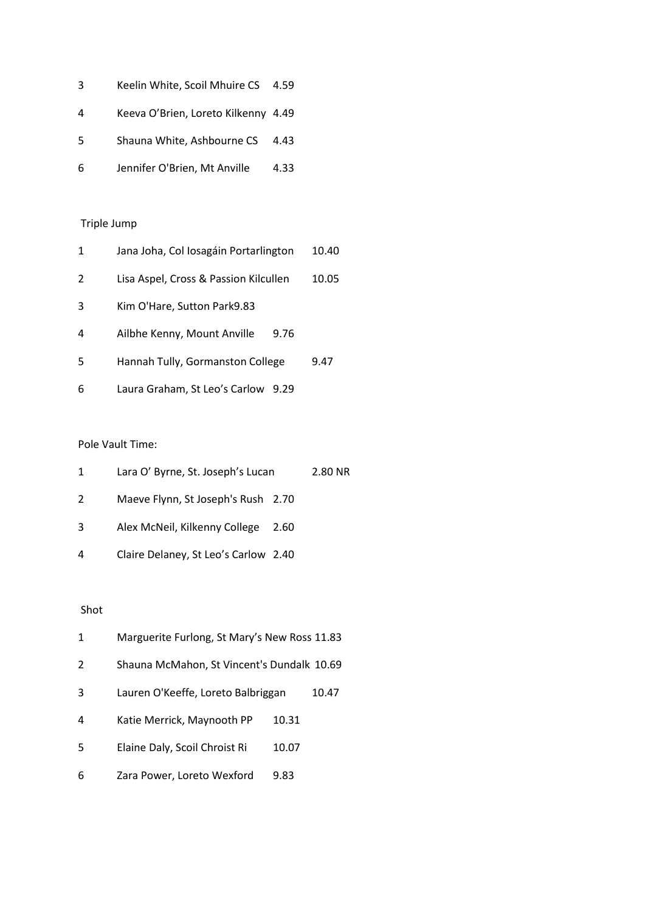| | | |
|---|---|---|
| 3 | Keelin White, Scoil Mhuire CS | 4.59 |
| 4 | Keeva O'Brien, Loreto Kilkenny | 4.49 |
| 5 | Shauna White, Ashbourne CS | 4.43 |
| 6 | Jennifer O'Brien, Mt Anville | 4.33 |

Triple Jump

| | | |
|---|---|---|
| 1 | Jana Joha, Col Iosagáin Portarlington | 10.40 |
| 2 | Lisa Aspel, Cross & Passion Kilcullen | 10.05 |
| 3 | Kim O'Hare, Sutton Park | 9.83 |
| 4 | Ailbhe Kenny, Mount Anville | 9.76 |
| 5 | Hannah Tully, Gormanston College | 9.47 |
| 6 | Laura Graham, St Leo's Carlow | 9.29 |

Pole Vault Time:

| | | |
|---|---|---|
| 1 | Lara O' Byrne, St. Joseph's Lucan | 2.80 NR |
| 2 | Maeve Flynn, St Joseph's Rush | 2.70 |
| 3 | Alex McNeil, Kilkenny College | 2.60 |
| 4 | Claire Delaney, St Leo's Carlow | 2.40 |

Shot

| | | |
|---|---|---|
| 1 | Marguerite Furlong, St Mary's New Ross | 11.83 |
| 2 | Shauna McMahon, St Vincent's Dundalk | 10.69 |
| 3 | Lauren O'Keeffe, Loreto Balbriggan | 10.47 |
| 4 | Katie Merrick, Maynooth PP | 10.31 |
| 5 | Elaine Daly, Scoil Chroist Ri | 10.07 |
| 6 | Zara Power, Loreto Wexford | 9.83 |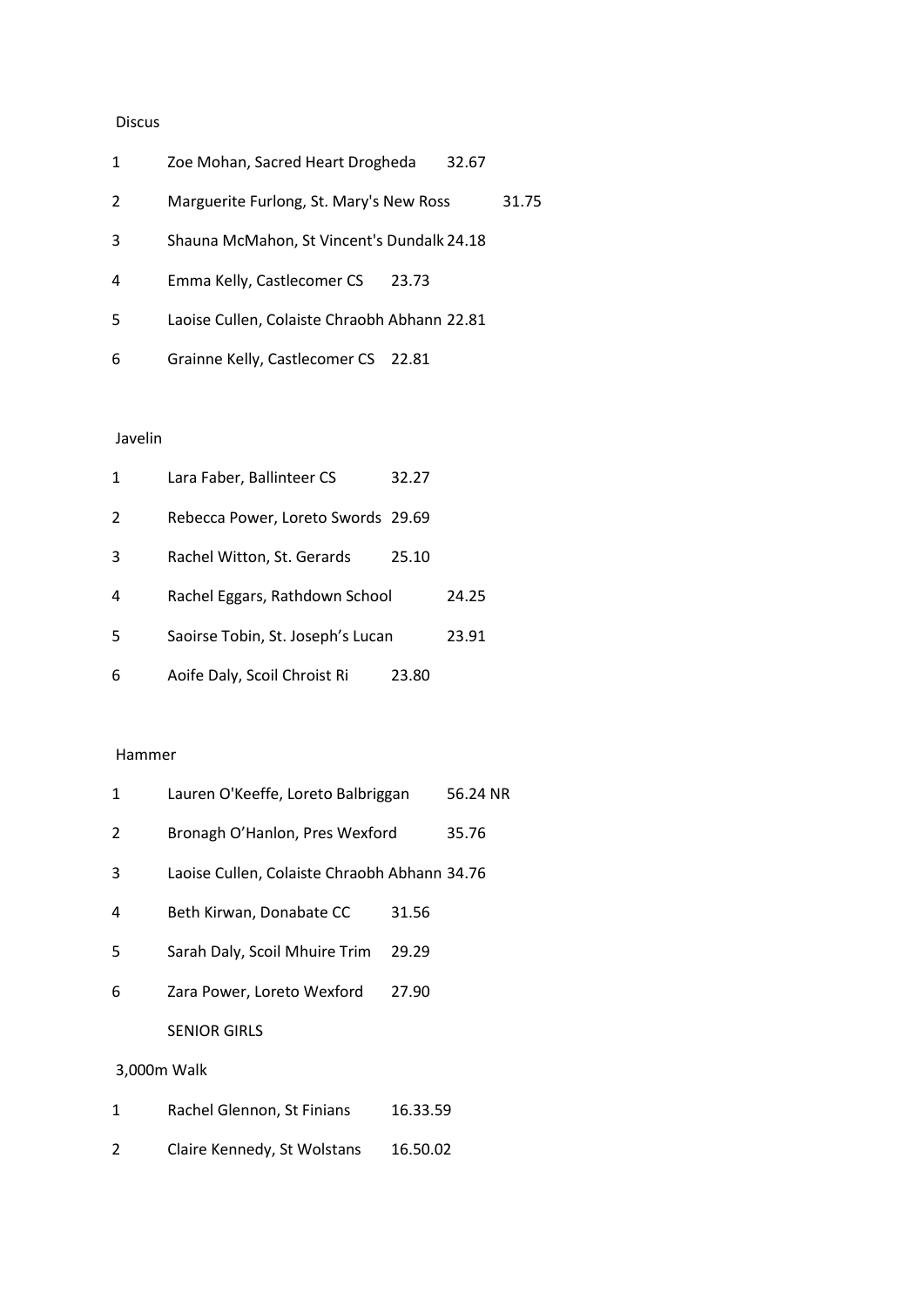Discus

| | | |
|---|---|---|
| 1 | Zoe Mohan, Sacred Heart Drogheda | 32.67 |
| 2 | Marguerite Furlong, St. Mary's New Ross | 31.75 |
| 3 | Shauna McMahon, St Vincent's Dundalk | 24.18 |
| 4 | Emma Kelly, Castlecomer CS | 23.73 |
| 5 | Laoise Cullen, Colaiste Chraobh Abhann | 22.81 |
| 6 | Grainne Kelly, Castlecomer CS | 22.81 |

Javelin

| | | |
|---|---|---|
| 1 | Lara Faber, Ballinteer CS | 32.27 |
| 2 | Rebecca Power, Loreto Swords | 29.69 |
| 3 | Rachel Witton, St. Gerards | 25.10 |
| 4 | Rachel Eggars, Rathdown School | 24.25 |
| 5 | Saoirse Tobin, St. Joseph's Lucan | 23.91 |
| 6 | Aoife Daly, Scoil Chroist Ri | 23.80 |

Hammer

| | | |
|---|---|---|
| 1 | Lauren O'Keeffe, Loreto Balbriggan | 56.24 NR |
| 2 | Bronagh O'Hanlon, Pres Wexford | 35.76 |
| 3 | Laoise Cullen, Colaiste Chraobh Abhann | 34.76 |
| 4 | Beth Kirwan, Donabate CC | 31.56 |
| 5 | Sarah Daly, Scoil Mhuire Trim | 29.29 |
| 6 | Zara Power, Loreto Wexford | 27.90 |

SENIOR GIRLS

3,000m Walk

| | | |
|---|---|---|
| 1 | Rachel Glennon, St Finians | 16.33.59 |
| 2 | Claire Kennedy, St Wolstans | 16.50.02 |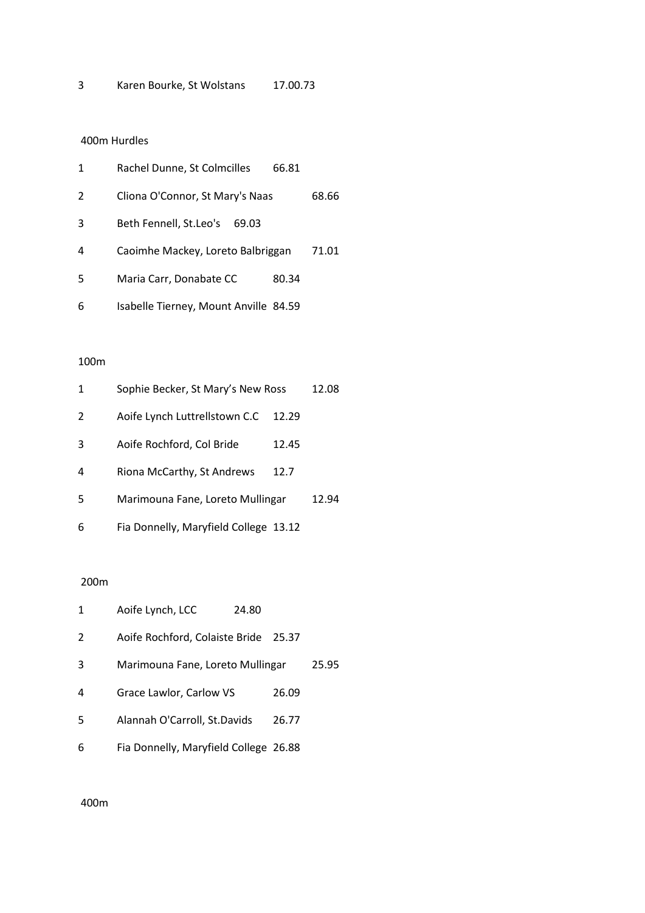3 Karen Bourke, St Wolstans 17.00.73

400m Hurdles

1 Rachel Dunne, St Colmcilles 66.81

2 Cliona O'Connor, St Mary's Naas 68.66

3 Beth Fennell, St.Leo's 69.03

4 Caoimhe Mackey, Loreto Balbriggan 71.01

5 Maria Carr, Donabate CC 80.34

6 Isabelle Tierney, Mount Anville 84.59

100m

1 Sophie Becker, St Mary's New Ross 12.08

2 Aoife Lynch Luttrellstown C.C 12.29

3 Aoife Rochford, Col Bride 12.45

4 Riona McCarthy, St Andrews 12.7

5 Marimouna Fane, Loreto Mullingar 12.94

6 Fia Donnelly, Maryfield College 13.12

200m

1 Aoife Lynch, LCC 24.80

2 Aoife Rochford, Colaiste Bride 25.37

3 Marimouna Fane, Loreto Mullingar 25.95

4 Grace Lawlor, Carlow VS 26.09

5 Alannah O'Carroll, St.Davids 26.77

6 Fia Donnelly, Maryfield College 26.88

400m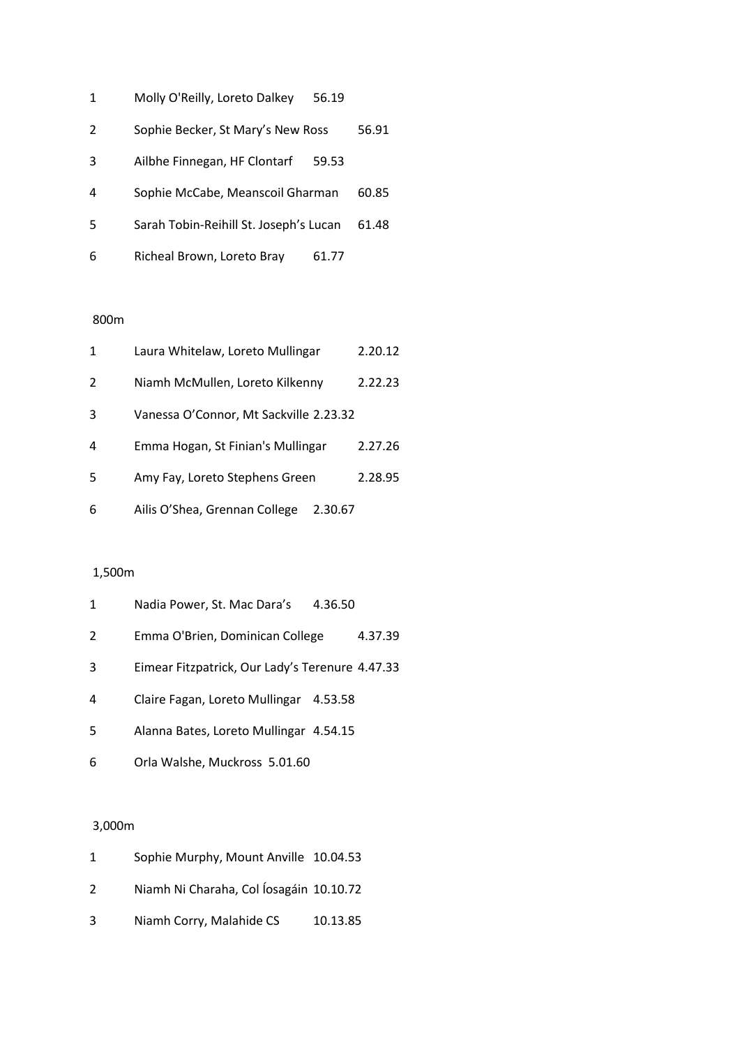1 Molly O'Reilly, Loreto Dalkey 56.19

2 Sophie Becker, St Mary's New Ross 56.91

3 Ailbhe Finnegan, HF Clontarf 59.53

4 Sophie McCabe, Meanscoil Gharman 60.85

5 Sarah Tobin-Reihill St. Joseph's Lucan 61.48

6 Richeal Brown, Loreto Bray 61.77

800m

1 Laura Whitelaw, Loreto Mullingar 2.20.12

2 Niamh McMullen, Loreto Kilkenny 2.22.23

3 Vanessa O'Connor, Mt Sackville 2.23.32

4 Emma Hogan, St Finian's Mullingar 2.27.26

5 Amy Fay, Loreto Stephens Green 2.28.95

6 Ailis O'Shea, Grennan College 2.30.67

1,500m

1 Nadia Power, St. Mac Dara's 4.36.50

2 Emma O'Brien, Dominican College 4.37.39

3 Eimear Fitzpatrick, Our Lady's Terenure 4.47.33

4 Claire Fagan, Loreto Mullingar 4.53.58

5 Alanna Bates, Loreto Mullingar 4.54.15

6 Orla Walshe, Muckross 5.01.60

3,000m

1 Sophie Murphy, Mount Anville 10.04.53

2 Niamh Ni Charaha, Col Íosagáin 10.10.72

3 Niamh Corry, Malahide CS 10.13.85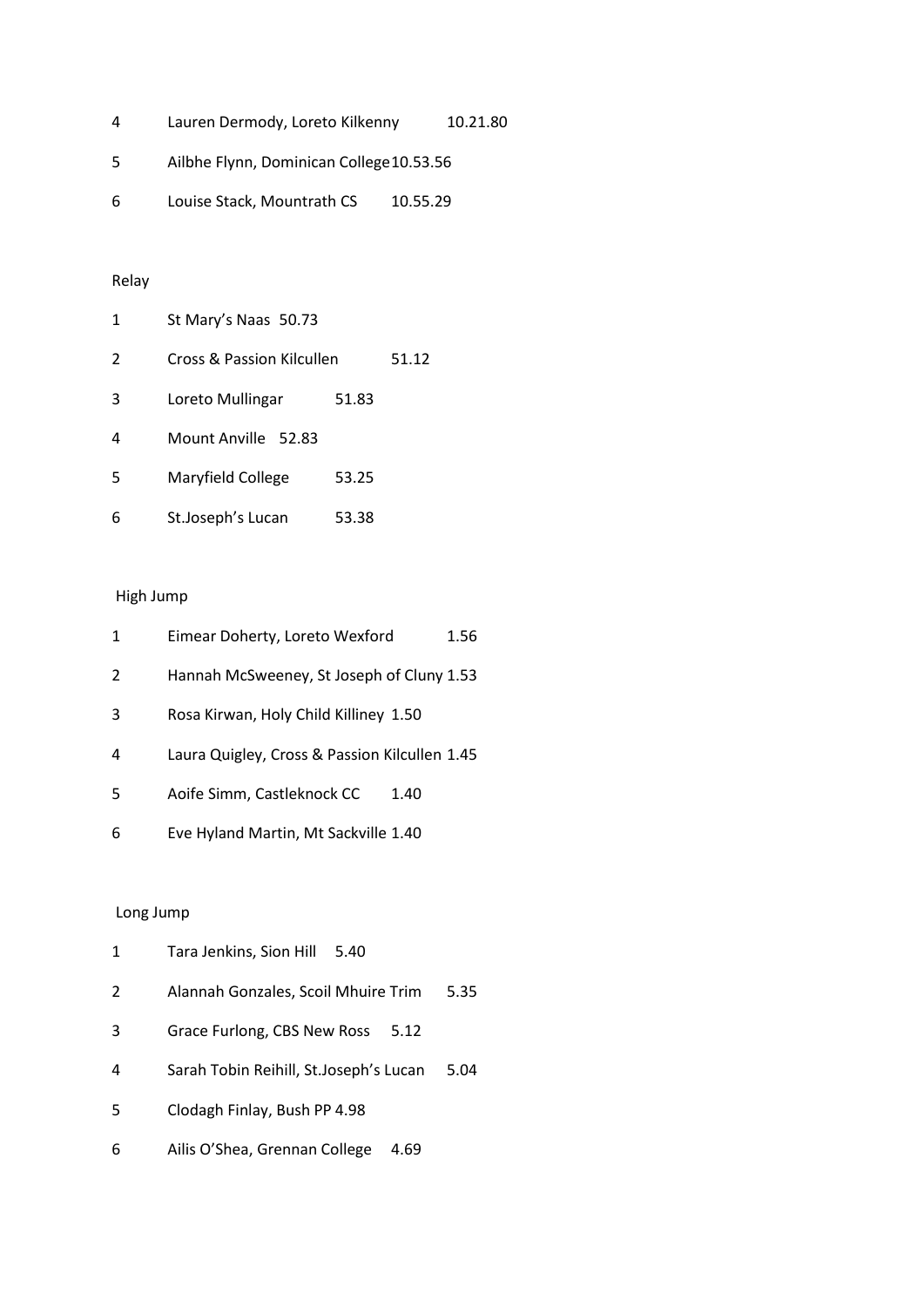4 Lauren Dermody, Loreto Kilkenny 10.21.80

5 Ailbhe Flynn, Dominican College 10.53.56

6 Louise Stack, Mountrath CS 10.55.29

Relay

1 St Mary's Naas 50.73

2 Cross & Passion Kilcullen 51.12

3 Loreto Mullingar 51.83

4 Mount Anville 52.83

5 Maryfield College 53.25

6 St.Joseph's Lucan 53.38

High Jump

1 Eimear Doherty, Loreto Wexford 1.56

2 Hannah McSweeney, St Joseph of Cluny 1.53

3 Rosa Kirwan, Holy Child Killiney 1.50

4 Laura Quigley, Cross & Passion Kilcullen 1.45

5 Aoife Simm, Castleknock CC 1.40

6 Eve Hyland Martin, Mt Sackville 1.40

Long Jump

1 Tara Jenkins, Sion Hill 5.40

2 Alannah Gonzales, Scoil Mhuire Trim 5.35

3 Grace Furlong, CBS New Ross 5.12

4 Sarah Tobin Reihill, St.Joseph's Lucan 5.04

5 Clodagh Finlay, Bush PP 4.98

6 Ailis O'Shea, Grennan College 4.69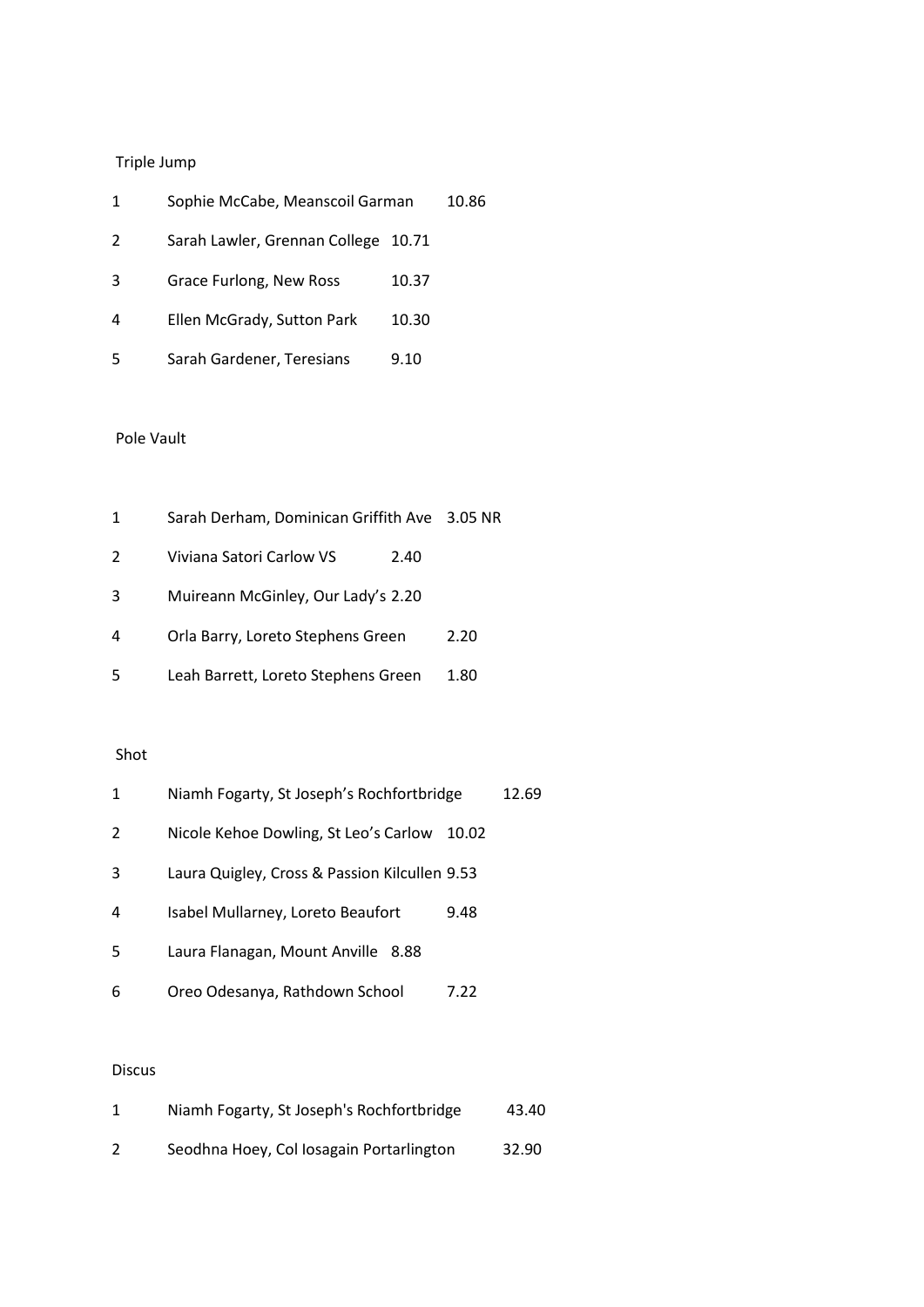Triple Jump

| | | |
|---|---|---|
| 1 | Sophie McCabe, Meanscoil Garman | 10.86 |
| 2 | Sarah Lawler, Grennan College | 10.71 |
| 3 | Grace Furlong, New Ross | 10.37 |
| 4 | Ellen McGrady, Sutton Park | 10.30 |
| 5 | Sarah Gardener, Teresians | 9.10 |

Pole Vault

| | | |
|---|---|---|
| 1 | Sarah Derham, Dominican Griffith Ave | 3.05 NR |
| 2 | Viviana Satori Carlow VS | 2.40 |
| 3 | Muireann McGinley, Our Lady's | 2.20 |
| 4 | Orla Barry, Loreto Stephens Green | 2.20 |
| 5 | Leah Barrett, Loreto Stephens Green | 1.80 |

Shot

| | | |
|---|---|---|
| 1 | Niamh Fogarty, St Joseph's Rochfortbridge | 12.69 |
| 2 | Nicole Kehoe Dowling, St Leo's Carlow | 10.02 |
| 3 | Laura Quigley, Cross & Passion Kilcullen | 9.53 |
| 4 | Isabel Mullarney, Loreto Beaufort | 9.48 |
| 5 | Laura Flanagan, Mount Anville | 8.88 |
| 6 | Oreo Odesanya, Rathdown School | 7.22 |

Discus

| | | |
|---|---|---|
| 1 | Niamh Fogarty, St Joseph's Rochfortbridge | 43.40 |
| 2 | Seodhna Hoey, Col Iosagain Portarlington | 32.90 |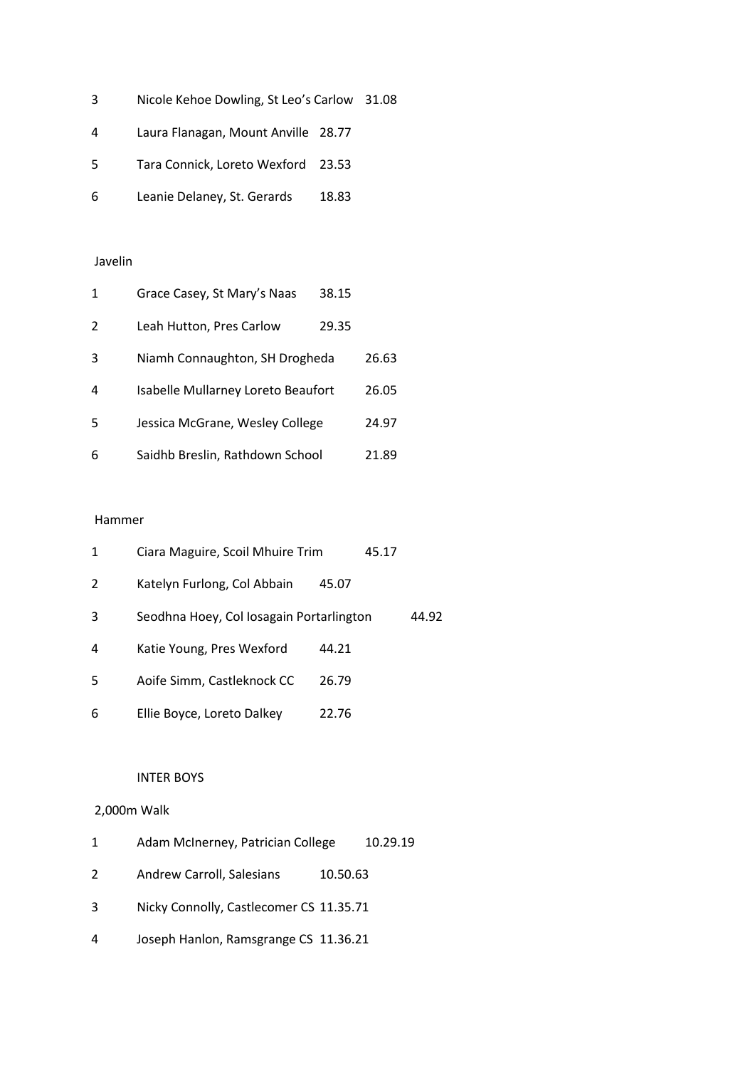3 Nicole Kehoe Dowling, St Leo's Carlow 31.08

4 Laura Flanagan, Mount Anville 28.77

5 Tara Connick, Loreto Wexford 23.53

6 Leanie Delaney, St. Gerards 18.83

Javelin

1 Grace Casey, St Mary's Naas 38.15

2 Leah Hutton, Pres Carlow 29.35

3 Niamh Connaughton, SH Drogheda 26.63

4 Isabelle Mullarney Loreto Beaufort 26.05

5 Jessica McGrane, Wesley College 24.97

6 Saidhb Breslin, Rathdown School 21.89

Hammer

1 Ciara Maguire, Scoil Mhuire Trim 45.17

2 Katelyn Furlong, Col Abbain 45.07

3 Seodhna Hoey, Col Iosagain Portarlington 44.92

4 Katie Young, Pres Wexford 44.21

5 Aoife Simm, Castleknock CC 26.79

6 Ellie Boyce, Loreto Dalkey 22.76

INTER BOYS

2,000m Walk

1 Adam McInerney, Patrician College 10.29.19

2 Andrew Carroll, Salesians 10.50.63

3 Nicky Connolly, Castlecomer CS 11.35.71

4 Joseph Hanlon, Ramsgrange CS 11.36.21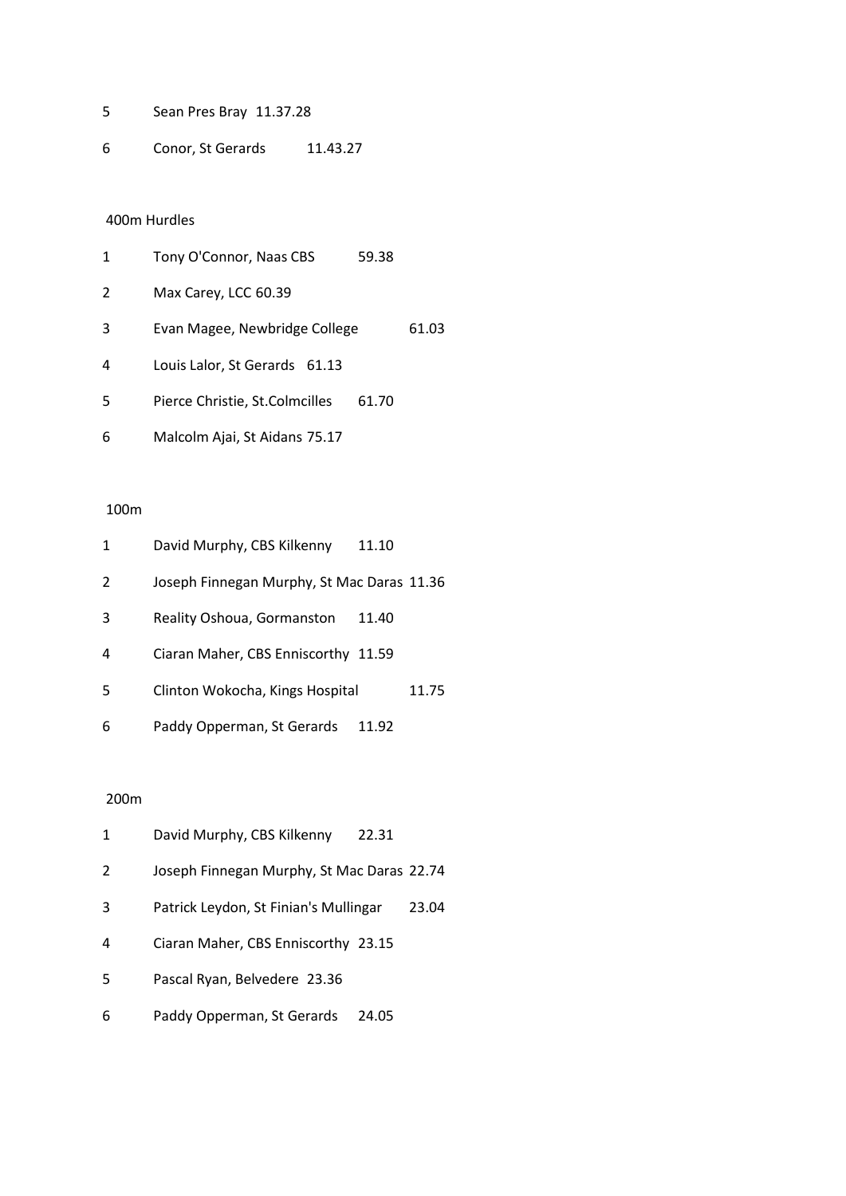5 Sean Pres Bray 11.37.28

6 Conor, St Gerards 11.43.27

400m Hurdles

1 Tony O'Connor, Naas CBS 59.38

2 Max Carey, LCC 60.39

3 Evan Magee, Newbridge College 61.03

4 Louis Lalor, St Gerards 61.13

5 Pierce Christie, St.Colmcilles 61.70

6 Malcolm Ajai, St Aidans 75.17

100m

1 David Murphy, CBS Kilkenny 11.10

2 Joseph Finnegan Murphy, St Mac Daras 11.36

3 Reality Oshoua, Gormanston 11.40

4 Ciaran Maher, CBS Enniscorthy 11.59

5 Clinton Wokocha, Kings Hospital 11.75

6 Paddy Opperman, St Gerards 11.92

200m

1 David Murphy, CBS Kilkenny 22.31

2 Joseph Finnegan Murphy, St Mac Daras 22.74

3 Patrick Leydon, St Finian's Mullingar 23.04

4 Ciaran Maher, CBS Enniscorthy 23.15

5 Pascal Ryan, Belvedere 23.36

6 Paddy Opperman, St Gerards 24.05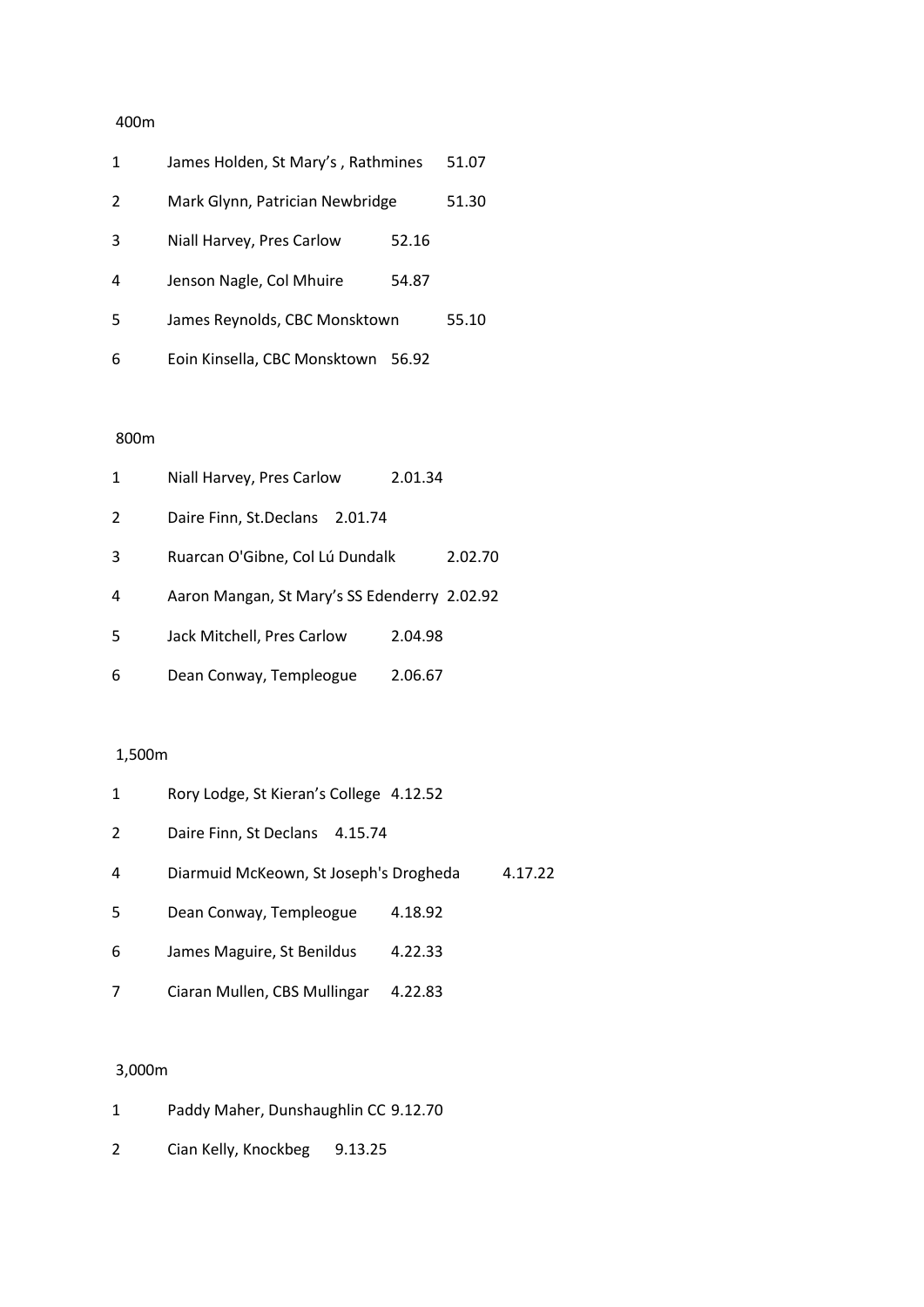400m

| | | |
|---|---|---|
| 1 | James Holden, St Mary's , Rathmines | 51.07 |
| 2 | Mark Glynn, Patrician Newbridge | 51.30 |
| 3 | Niall Harvey, Pres Carlow | 52.16 |
| 4 | Jenson Nagle, Col Mhuire | 54.87 |
| 5 | James Reynolds, CBC Monsktown | 55.10 |
| 6 | Eoin Kinsella, CBC Monsktown | 56.92 |

800m

| | | |
|---|---|---|
| 1 | Niall Harvey, Pres Carlow | 2.01.34 |
| 2 | Daire Finn, St.Declans | 2.01.74 |
| 3 | Ruarcan O'Gibne, Col Lú Dundalk | 2.02.70 |
| 4 | Aaron Mangan, St Mary's SS Edenderry | 2.02.92 |
| 5 | Jack Mitchell, Pres Carlow | 2.04.98 |
| 6 | Dean Conway, Templeogue | 2.06.67 |

1,500m

| | | |
|---|---|---|
| 1 | Rory Lodge, St Kieran's College | 4.12.52 |
| 2 | Daire Finn, St Declans | 4.15.74 |
| 4 | Diarmuid McKeown, St Joseph's Drogheda | 4.17.22 |
| 5 | Dean Conway, Templeogue | 4.18.92 |
| 6 | James Maguire, St Benildus | 4.22.33 |
| 7 | Ciaran Mullen, CBS Mullingar | 4.22.83 |

3,000m

| | | |
|---|---|---|
| 1 | Paddy Maher, Dunshaughlin CC | 9.12.70 |
| 2 | Cian Kelly, Knockbeg | 9.13.25 |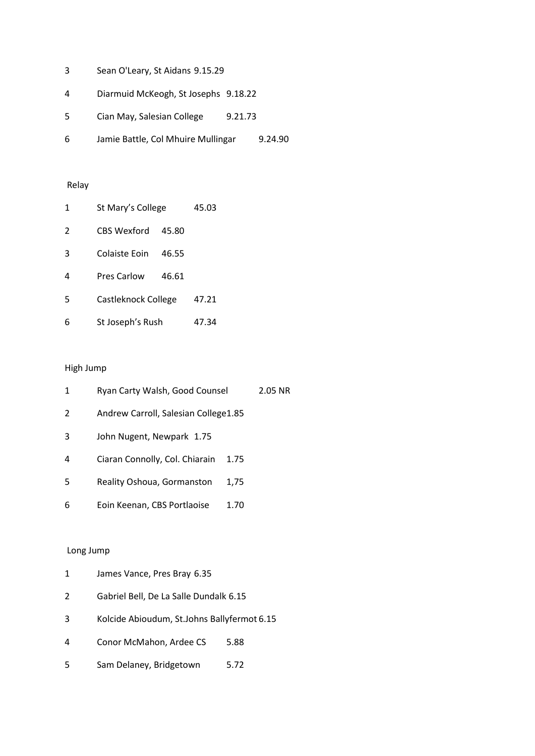3 Sean O'Leary, St Aidans 9.15.29

4 Diarmuid McKeogh, St Josephs 9.18.22

5 Cian May, Salesian College 9.21.73

6 Jamie Battle, Col Mhuire Mullingar 9.24.90

Relay

1 St Mary's College 45.03

2 CBS Wexford 45.80

3 Colaiste Eoin 46.55

4 Pres Carlow 46.61

5 Castleknock College 47.21

6 St Joseph's Rush 47.34

High Jump

1 Ryan Carty Walsh, Good Counsel 2.05 NR

2 Andrew Carroll, Salesian College1.85

3 John Nugent, Newpark 1.75

4 Ciaran Connolly, Col. Chiarain 1.75

5 Reality Oshoua, Gormanston 1,75

6 Eoin Keenan, CBS Portlaoise 1.70

Long Jump

1 James Vance, Pres Bray 6.35

2 Gabriel Bell, De La Salle Dundalk 6.15

3 Kolcide Abioudum, St.Johns Ballyfermot 6.15

4 Conor McMahon, Ardee CS 5.88

5 Sam Delaney, Bridgetown 5.72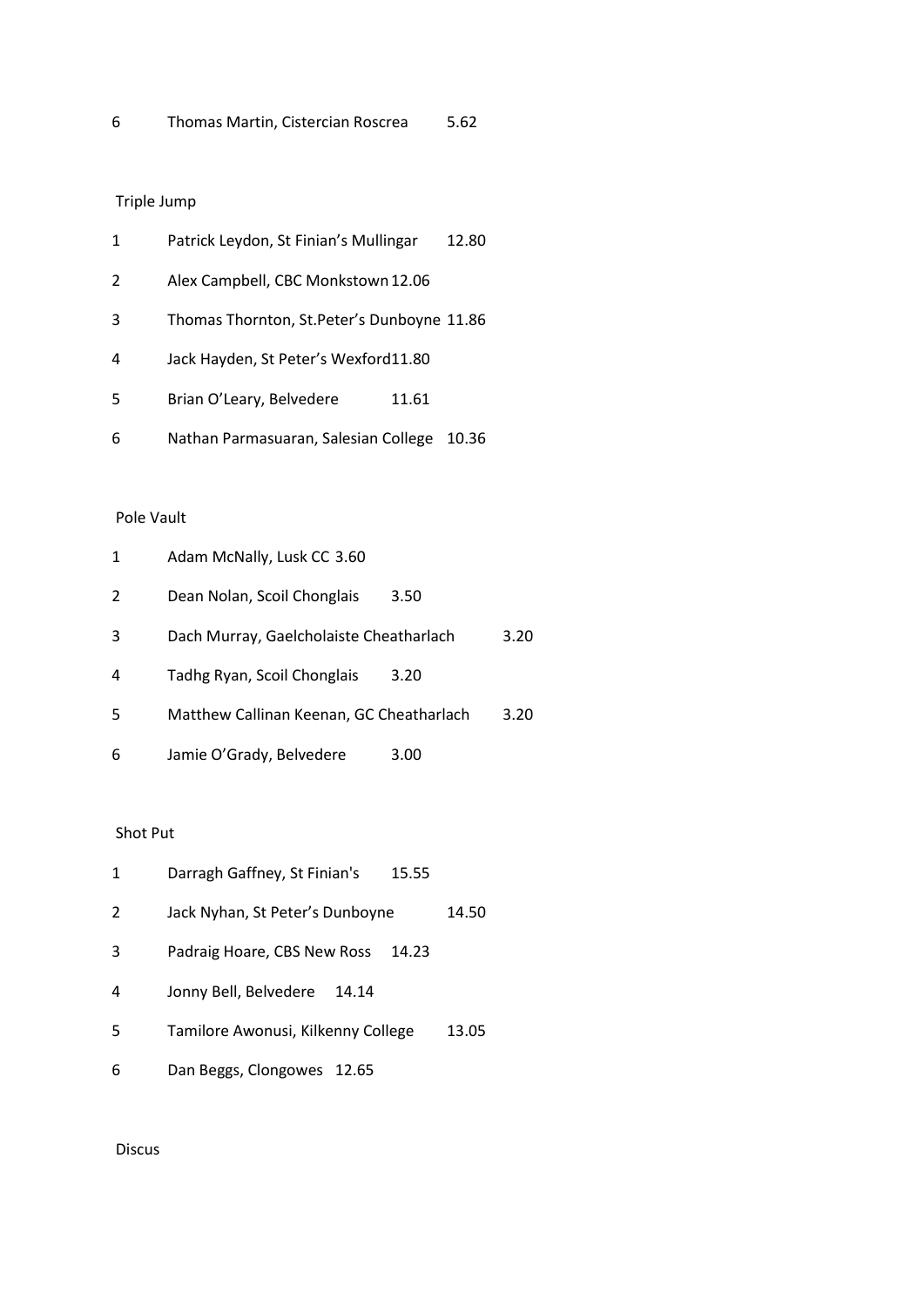6 Thomas Martin, Cistercian Roscrea 5.62

### Triple Jump

1 Patrick Leydon, St Finian's Mullingar 12.80

2 Alex Campbell, CBC Monkstown 12.06

3 Thomas Thornton, St.Peter's Dunboyne 11.86

4 Jack Hayden, St Peter's Wexford 11.80

5 Brian O'Leary, Belvedere 11.61

6 Nathan Parmasuaran, Salesian College 10.36

### Pole Vault

1 Adam McNally, Lusk CC 3.60

2 Dean Nolan, Scoil Chonglais 3.50

3 Dach Murray, Gaelcholaiste Cheatharlach 3.20

4 Tadhg Ryan, Scoil Chonglais 3.20

5 Matthew Callinan Keenan, GC Cheatharlach 3.20

6 Jamie O'Grady, Belvedere 3.00

### Shot Put

1 Darragh Gaffney, St Finian's 15.55

2 Jack Nyhan, St Peter's Dunboyne 14.50

3 Padraig Hoare, CBS New Ross 14.23

4 Jonny Bell, Belvedere 14.14

5 Tamilore Awonusi, Kilkenny College 13.05

6 Dan Beggs, Clongowes 12.65

### Discus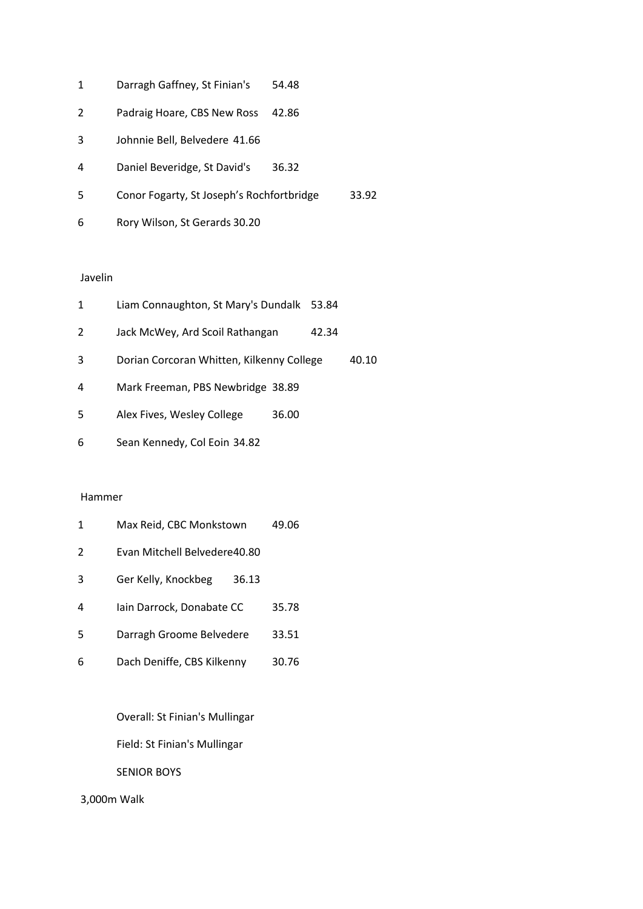| | | |
|---|---|---|
| 1 | Darragh Gaffney, St Finian's | 54.48 |
| 2 | Padraig Hoare, CBS New Ross | 42.86 |
| 3 | Johnnie Bell, Belvedere | 41.66 |
| 4 | Daniel Beveridge, St David's | 36.32 |
| 5 | Conor Fogarty, St Joseph's Rochfortbridge | 33.92 |
| 6 | Rory Wilson, St Gerards | 30.20 |

Javelin

| | | |
|---|---|---|
| 1 | Liam Connaughton, St Mary's Dundalk | 53.84 |
| 2 | Jack McWey, Ard Scoil Rathangan | 42.34 |
| 3 | Dorian Corcoran Whitten, Kilkenny College | 40.10 |
| 4 | Mark Freeman, PBS Newbridge | 38.89 |
| 5 | Alex Fives, Wesley College | 36.00 |
| 6 | Sean Kennedy, Col Eoin | 34.82 |

Hammer

| | | |
|---|---|---|
| 1 | Max Reid, CBC Monkstown | 49.06 |
| 2 | Evan Mitchell Belvedere | 40.80 |
| 3 | Ger Kelly, Knockbeg | 36.13 |
| 4 | Iain Darrock, Donabate CC | 35.78 |
| 5 | Darragh Groome Belvedere | 33.51 |
| 6 | Dach Deniffe, CBS Kilkenny | 30.76 |

Overall: St Finian's Mullingar

Field: St Finian's Mullingar

SENIOR BOYS

3,000m Walk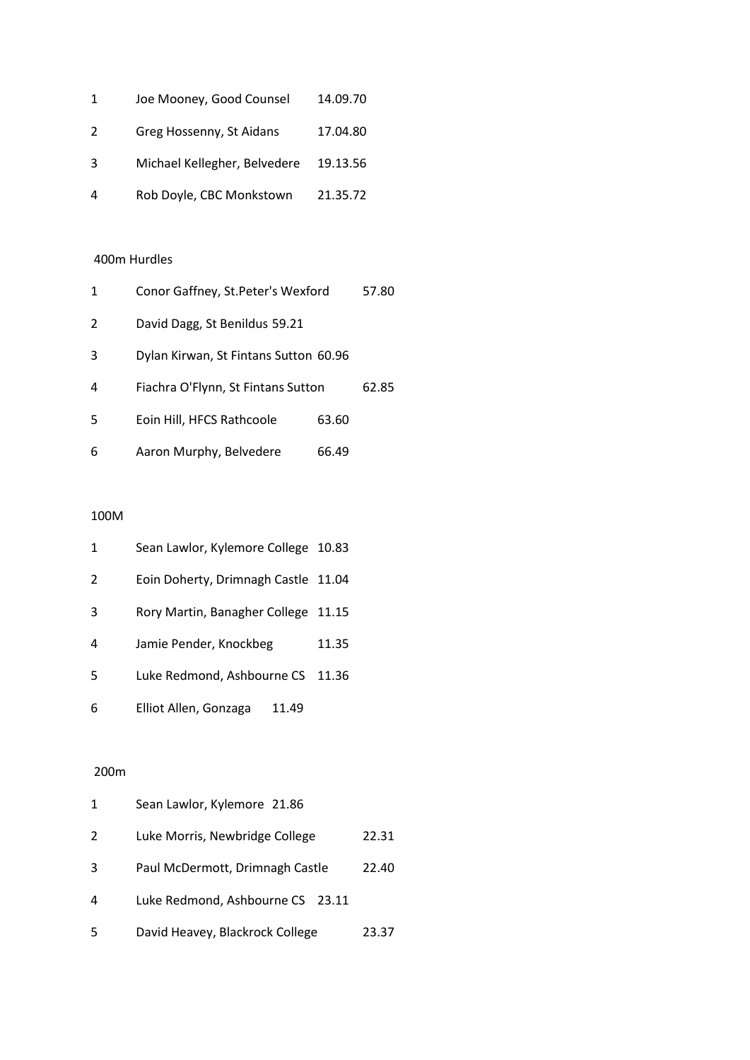| | | |
|---|---|---|
| 1 | Joe Mooney, Good Counsel | 14.09.70 |
| 2 | Greg Hossenny, St Aidans | 17.04.80 |
| 3 | Michael Kellegher, Belvedere | 19.13.56 |
| 4 | Rob Doyle, CBC Monkstown | 21.35.72 |

### 400m Hurdles

| | | |
|---|---|---|
| 1 | Conor Gaffney, St.Peter's Wexford | 57.80 |
| 2 | David Dagg, St Benildus | 59.21 |
| 3 | Dylan Kirwan, St Fintans Sutton | 60.96 |
| 4 | Fiachra O'Flynn, St Fintans Sutton | 62.85 |
| 5 | Eoin Hill, HFCS Rathcoole | 63.60 |
| 6 | Aaron Murphy, Belvedere | 66.49 |

### 100M

| | | |
|---|---|---|
| 1 | Sean Lawlor, Kylemore College | 10.83 |
| 2 | Eoin Doherty, Drimnagh Castle | 11.04 |
| 3 | Rory Martin, Banagher College | 11.15 |
| 4 | Jamie Pender, Knockbeg | 11.35 |
| 5 | Luke Redmond, Ashbourne CS | 11.36 |
| 6 | Elliot Allen, Gonzaga | 11.49 |

### 200m

| | | |
|---|---|---|
| 1 | Sean Lawlor, Kylemore | 21.86 |
| 2 | Luke Morris, Newbridge College | 22.31 |
| 3 | Paul McDermott, Drimnagh Castle | 22.40 |
| 4 | Luke Redmond, Ashbourne CS | 23.11 |
| 5 | David Heavey, Blackrock College | 23.37 |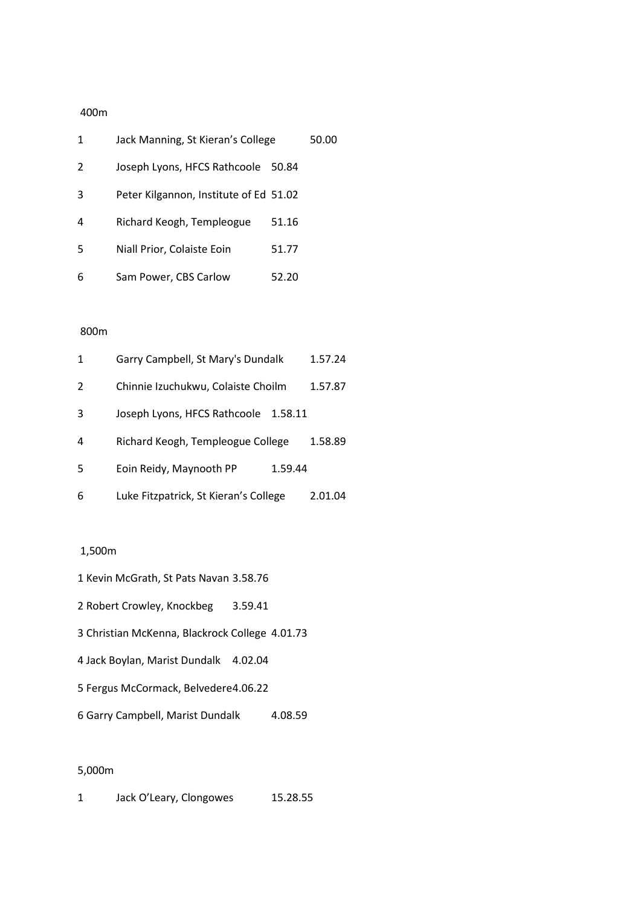400m

| | | |
|---|---|---|
| 1 | Jack Manning, St Kieran's College | 50.00 |
| 2 | Joseph Lyons, HFCS Rathcoole | 50.84 |
| 3 | Peter Kilgannon, Institute of Ed | 51.02 |
| 4 | Richard Keogh, Templeogue | 51.16 |
| 5 | Niall Prior, Colaiste Eoin | 51.77 |
| 6 | Sam Power, CBS Carlow | 52.20 |

800m

| | | |
|---|---|---|
| 1 | Garry Campbell, St Mary's Dundalk | 1.57.24 |
| 2 | Chinnie Izuchukwu, Colaiste Choilm | 1.57.87 |
| 3 | Joseph Lyons, HFCS Rathcoole | 1.58.11 |
| 4 | Richard Keogh, Templeogue College | 1.58.89 |
| 5 | Eoin Reidy, Maynooth PP | 1.59.44 |
| 6 | Luke Fitzpatrick, St Kieran's College | 2.01.04 |

1,500m

1 Kevin McGrath, St Pats Navan 3.58.76

2 Robert Crowley, Knockbeg 3.59.41

3 Christian McKenna, Blackrock College 4.01.73

4 Jack Boylan, Marist Dundalk 4.02.04

5 Fergus McCormack, Belvedere4.06.22

6 Garry Campbell, Marist Dundalk 4.08.59

5,000m

| | | |
|---|---|---|
| 1 | Jack O'Leary, Clongowes | 15.28.55 |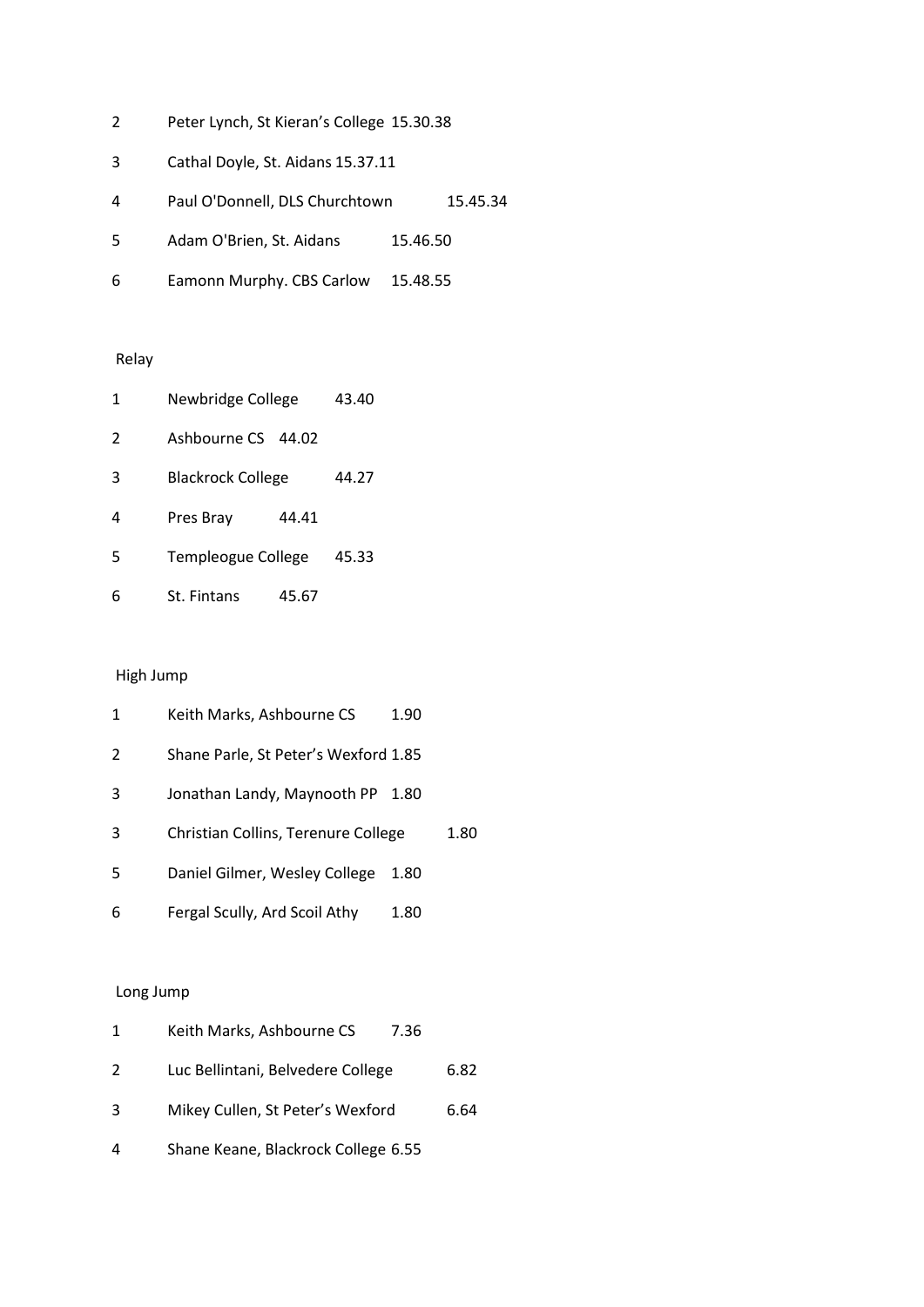2 Peter Lynch, St Kieran's College 15.30.38

3 Cathal Doyle, St. Aidans 15.37.11

4 Paul O'Donnell, DLS Churchtown 15.45.34

5 Adam O'Brien, St. Aidans 15.46.50

6 Eamonn Murphy. CBS Carlow 15.48.55

Relay

1 Newbridge College 43.40

2 Ashbourne CS 44.02

3 Blackrock College 44.27

4 Pres Bray 44.41

5 Templeogue College 45.33

6 St. Fintans 45.67

High Jump

1 Keith Marks, Ashbourne CS 1.90

2 Shane Parle, St Peter's Wexford 1.85

3 Jonathan Landy, Maynooth PP 1.80

3 Christian Collins, Terenure College 1.80

5 Daniel Gilmer, Wesley College 1.80

6 Fergal Scully, Ard Scoil Athy 1.80

Long Jump

1 Keith Marks, Ashbourne CS 7.36

2 Luc Bellintani, Belvedere College 6.82

3 Mikey Cullen, St Peter's Wexford 6.64

4 Shane Keane, Blackrock College 6.55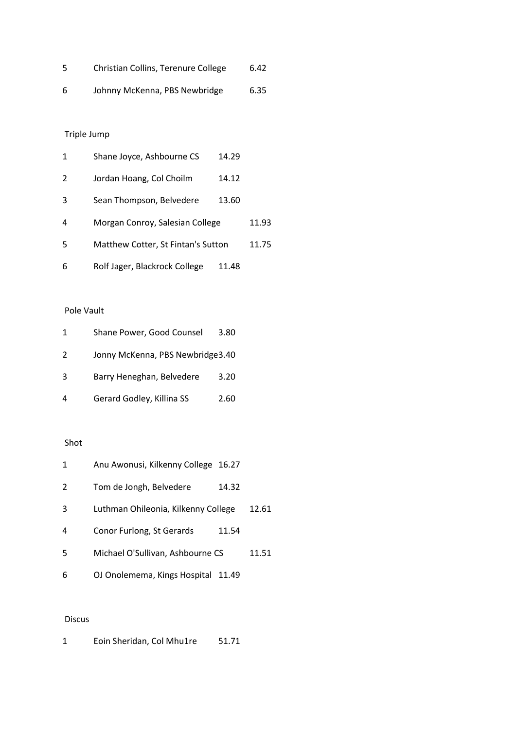| | | |
|---|---|---|
| 5 | Christian Collins, Terenure College | 6.42 |
| 6 | Johnny McKenna, PBS Newbridge | 6.35 |

Triple Jump

| | | |
|---|---|---|
| 1 | Shane Joyce, Ashbourne CS | 14.29 |
| 2 | Jordan Hoang, Col Choilm | 14.12 |
| 3 | Sean Thompson, Belvedere | 13.60 |
| 4 | Morgan Conroy, Salesian College | 11.93 |
| 5 | Matthew Cotter, St Fintan's Sutton | 11.75 |
| 6 | Rolf Jager, Blackrock College | 11.48 |

Pole Vault

| | | |
|---|---|---|
| 1 | Shane Power, Good Counsel | 3.80 |
| 2 | Jonny McKenna, PBS Newbridge | 3.40 |
| 3 | Barry Heneghan, Belvedere | 3.20 |
| 4 | Gerard Godley, Killina SS | 2.60 |

Shot

| | | |
|---|---|---|
| 1 | Anu Awonusi, Kilkenny College | 16.27 |
| 2 | Tom de Jongh, Belvedere | 14.32 |
| 3 | Luthman Ohileonia, Kilkenny College | 12.61 |
| 4 | Conor Furlong, St Gerards | 11.54 |
| 5 | Michael O'Sullivan, Ashbourne CS | 11.51 |
| 6 | OJ Onolemema, Kings Hospital | 11.49 |

Discus

| | | |
|---|---|---|
| 1 | Eoin Sheridan, Col Mhu1re | 51.71 |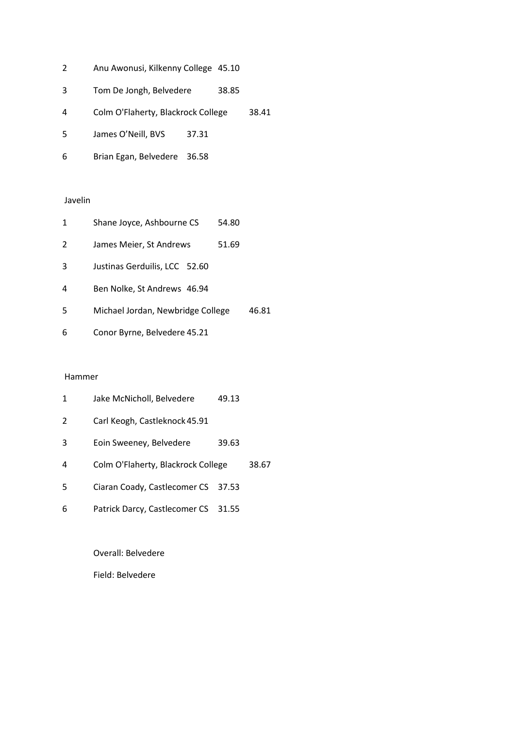| | | |
|---|---|---|
| 2 | Anu Awonusi, Kilkenny College | 45.10 |
| 3 | Tom De Jongh, Belvedere | 38.85 |
| 4 | Colm O'Flaherty, Blackrock College | 38.41 |
| 5 | James O'Neill, BVS | 37.31 |
| 6 | Brian Egan, Belvedere | 36.58 |

Javelin

| | | |
|---|---|---|
| 1 | Shane Joyce, Ashbourne CS | 54.80 |
| 2 | James Meier, St Andrews | 51.69 |
| 3 | Justinas Gerduilis, LCC | 52.60 |
| 4 | Ben Nolke, St Andrews | 46.94 |
| 5 | Michael Jordan, Newbridge College | 46.81 |
| 6 | Conor Byrne, Belvedere | 45.21 |

Hammer

| | | |
|---|---|---|
| 1 | Jake McNicholl, Belvedere | 49.13 |
| 2 | Carl Keogh, Castleknock | 45.91 |
| 3 | Eoin Sweeney, Belvedere | 39.63 |
| 4 | Colm O'Flaherty, Blackrock College | 38.67 |
| 5 | Ciaran Coady, Castlecomer CS | 37.53 |
| 6 | Patrick Darcy, Castlecomer CS | 31.55 |

Overall: Belvedere

Field: Belvedere